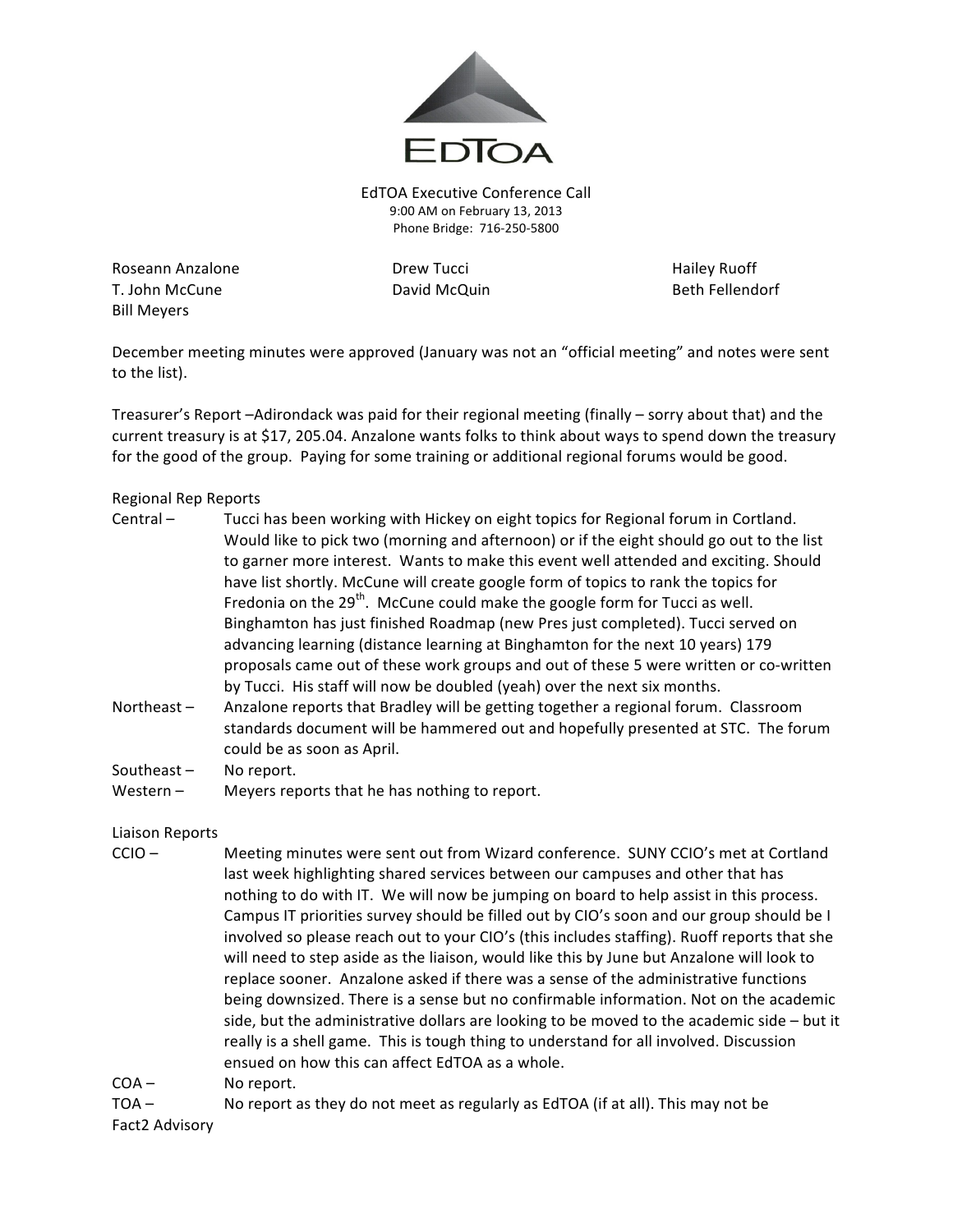EDTOA

EdTOA Executive Conference Call
9:00 AM on February 13, 2013
Phone Bridge: 716-250-5800

Roseann Anzalone, Drew Tucci, Hailey Ruoff, T. John McCune, David McQuin, Beth Fellendorf, Bill Meyers

December meeting minutes were approved (January was not an "official meeting" and notes were sent to the list).

Treasurer's Report –Adirondack was paid for their regional meeting (finally – sorry about that) and the current treasury is at $17, 205.04. Anzalone wants folks to think about ways to spend down the treasury for the good of the group. Paying for some training or additional regional forums would be good.

Regional Rep Reports

Central – Tucci has been working with Hickey on eight topics for Regional forum in Cortland. Would like to pick two (morning and afternoon) or if the eight should go out to the list to garner more interest. Wants to make this event well attended and exciting. Should have list shortly. McCune will create google form of topics to rank the topics for Fredonia on the 29th. McCune could make the google form for Tucci as well. Binghamton has just finished Roadmap (new Pres just completed). Tucci served on advancing learning (distance learning at Binghamton for the next 10 years) 179 proposals came out of these work groups and out of these 5 were written or co-written by Tucci. His staff will now be doubled (yeah) over the next six months.

Northeast – Anzalone reports that Bradley will be getting together a regional forum. Classroom standards document will be hammered out and hopefully presented at STC. The forum could be as soon as April.

Southeast – No report.

Western – Meyers reports that he has nothing to report.

Liaison Reports

CCIO – Meeting minutes were sent out from Wizard conference. SUNY CCIO's met at Cortland last week highlighting shared services between our campuses and other that has nothing to do with IT. We will now be jumping on board to help assist in this process. Campus IT priorities survey should be filled out by CIO's soon and our group should be I involved so please reach out to your CIO's (this includes staffing). Ruoff reports that she will need to step aside as the liaison, would like this by June but Anzalone will look to replace sooner. Anzalone asked if there was a sense of the administrative functions being downsized. There is a sense but no confirmable information. Not on the academic side, but the administrative dollars are looking to be moved to the academic side – but it really is a shell game. This is tough thing to understand for all involved. Discussion ensued on how this can affect EdTOA as a whole.

COA – No report.

TOA – No report as they do not meet as regularly as EdTOA (if at all). This may not be

Fact2 Advisory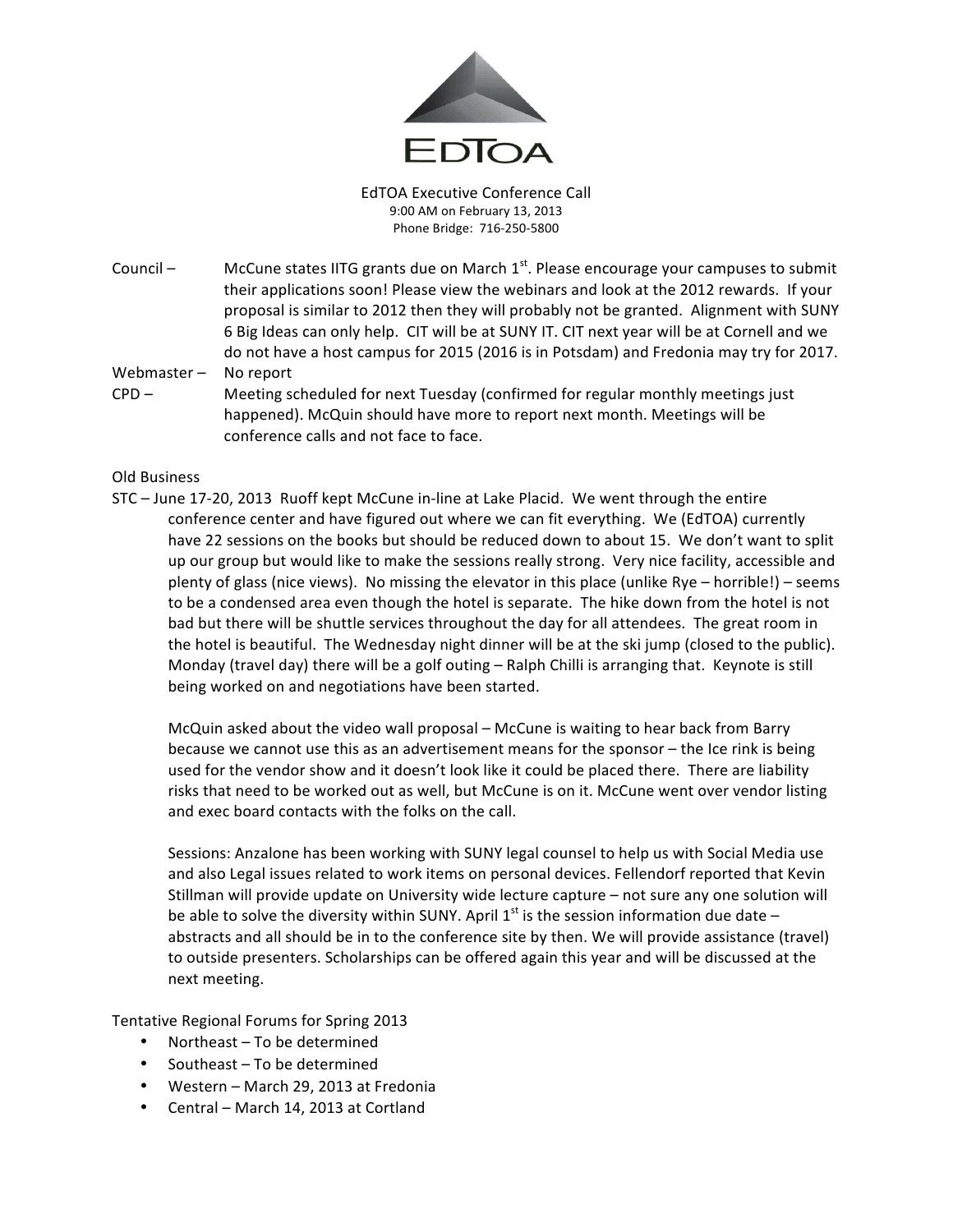EdTOA

EdTOA Executive Conference Call
9:00 AM on February 13, 2013
Phone Bridge: 716-250-5800

Council – McCune states IITG grants due on March 1st. Please encourage your campuses to submit their applications soon! Please view the webinars and look at the 2012 rewards. If your proposal is similar to 2012 then they will probably not be granted. Alignment with SUNY 6 Big Ideas can only help. CIT will be at SUNY IT. CIT next year will be at Cornell and we do not have a host campus for 2015 (2016 is in Potsdam) and Fredonia may try for 2017.

Webmaster – No report

CPD – Meeting scheduled for next Tuesday (confirmed for regular monthly meetings just happened). McQuin should have more to report next month. Meetings will be conference calls and not face to face.

Old Business

STC – June 17-20, 2013 Ruoff kept McCune in-line at Lake Placid. We went through the entire conference center and have figured out where we can fit everything. We (EdTOA) currently have 22 sessions on the books but should be reduced down to about 15. We don't want to split up our group but would like to make the sessions really strong. Very nice facility, accessible and plenty of glass (nice views). No missing the elevator in this place (unlike Rye – horrible!) – seems to be a condensed area even though the hotel is separate. The hike down from the hotel is not bad but there will be shuttle services throughout the day for all attendees. The great room in the hotel is beautiful. The Wednesday night dinner will be at the ski jump (closed to the public). Monday (travel day) there will be a golf outing – Ralph Chilli is arranging that. Keynote is still being worked on and negotiations have been started.

McQuin asked about the video wall proposal – McCune is waiting to hear back from Barry because we cannot use this as an advertisement means for the sponsor – the Ice rink is being used for the vendor show and it doesn't look like it could be placed there. There are liability risks that need to be worked out as well, but McCune is on it. McCune went over vendor listing and exec board contacts with the folks on the call.

Sessions: Anzalone has been working with SUNY legal counsel to help us with Social Media use and also Legal issues related to work items on personal devices. Fellendorf reported that Kevin Stillman will provide update on University wide lecture capture – not sure any one solution will be able to solve the diversity within SUNY. April 1st is the session information due date – abstracts and all should be in to the conference site by then. We will provide assistance (travel) to outside presenters. Scholarships can be offered again this year and will be discussed at the next meeting.

Tentative Regional Forums for Spring 2013

- Northeast – To be determined
- Southeast – To be determined
- Western – March 29, 2013 at Fredonia
- Central – March 14, 2013 at Cortland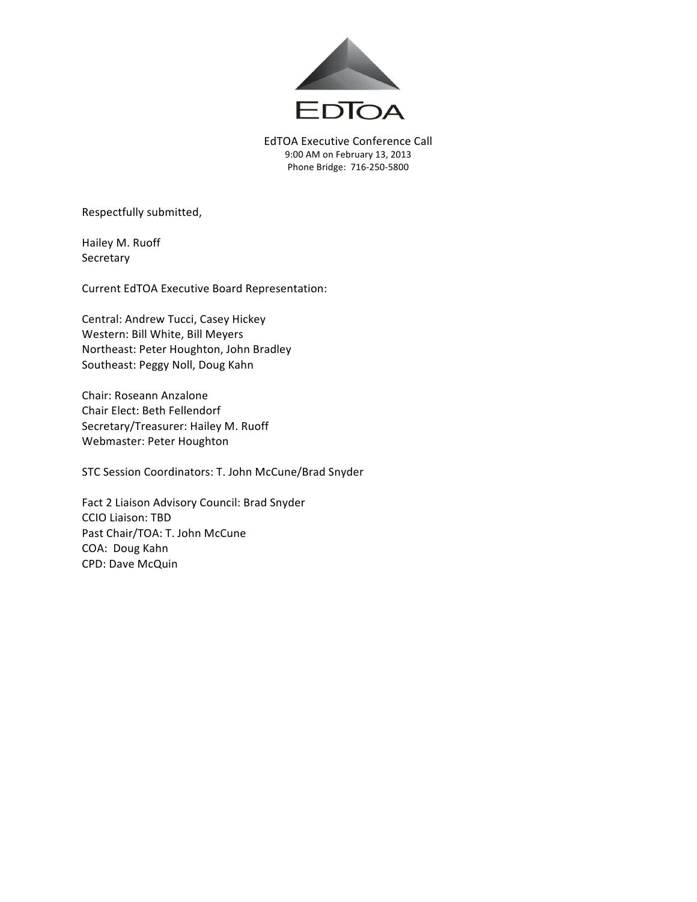EDTOA

EdTOA Executive Conference Call
9:00 AM on February 13, 2013
Phone Bridge: 716-250-5800

Respectfully submitted,

Hailey M. Ruoff
Secretary

Current EdTOA Executive Board Representation:

Central: Andrew Tucci, Casey Hickey
Western: Bill White, Bill Meyers
Northeast: Peter Houghton, John Bradley
Southeast: Peggy Noll, Doug Kahn

Chair: Roseann Anzalone
Chair Elect: Beth Fellendorf
Secretary/Treasurer: Hailey M. Ruoff
Webmaster: Peter Houghton

STC Session Coordinators: T. John McCune/Brad Snyder

Fact 2 Liaison Advisory Council: Brad Snyder
CCIO Liaison: TBD
Past Chair/TOA: T. John McCune
COA: Doug Kahn
CPD: Dave McQuin